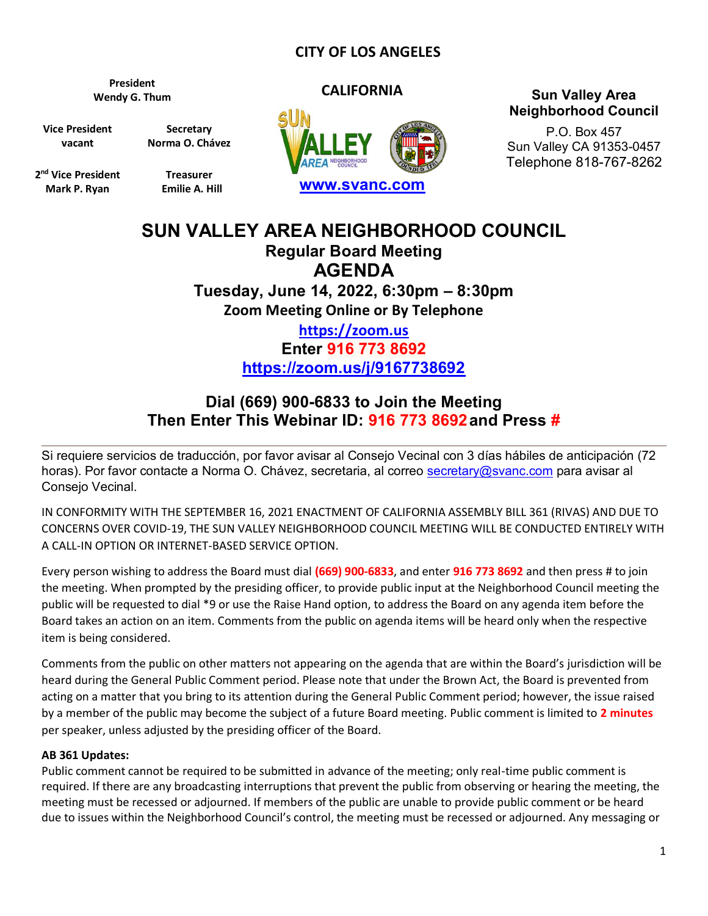**CITY OF LOS ANGELES**

**CALIFORNIA**

**President**
**Wendy G. Thum**

**Vice President**
**vacant**

**Secretary**
**Norma O. Chávez**

**2nd Vice President**
**Mark P. Ryan**

**Treasurer**
**Emilie A. Hill**

**www.svanc.com**

**Sun Valley Area Neighborhood Council**

P.O. Box 457
Sun Valley CA 91353-0457
Telephone 818-767-8262

# SUN VALLEY AREA NEIGHBORHOOD COUNCIL

## Regular Board Meeting
## AGENDA

### Tuesday, June 14, 2022, 6:30pm – 8:30pm

**Zoom Meeting Online or By Telephone**

**https://zoom.us**

**Enter 916 773 8692**

**https://zoom.us/j/9167738692**

### Dial (669) 900-6833 to Join the Meeting
### Then Enter This Webinar ID: 916 773 8692 and Press #

---

Si requiere servicios de traducción, por favor avisar al Consejo Vecinal con 3 días hábiles de anticipación (72 horas). Por favor contacte a Norma O. Chávez, secretaria, al correo secretary@svanc.com para avisar al Consejo Vecinal.

IN CONFORMITY WITH THE SEPTEMBER 16, 2021 ENACTMENT OF CALIFORNIA ASSEMBLY BILL 361 (RIVAS) AND DUE TO CONCERNS OVER COVID-19, THE SUN VALLEY NEIGHBORHOOD COUNCIL MEETING WILL BE CONDUCTED ENTIRELY WITH A CALL-IN OPTION OR INTERNET-BASED SERVICE OPTION.

Every person wishing to address the Board must dial **(669) 900-6833**, and enter **916 773 8692** and then press # to join the meeting. When prompted by the presiding officer, to provide public input at the Neighborhood Council meeting the public will be requested to dial *9 or use the Raise Hand option, to address the Board on any agenda item before the Board takes an action on an item. Comments from the public on agenda items will be heard only when the respective item is being considered.

Comments from the public on other matters not appearing on the agenda that are within the Board's jurisdiction will be heard during the General Public Comment period. Please note that under the Brown Act, the Board is prevented from acting on a matter that you bring to its attention during the General Public Comment period; however, the issue raised by a member of the public may become the subject of a future Board meeting. Public comment is limited to **2 minutes** per speaker, unless adjusted by the presiding officer of the Board.

**AB 361 Updates:**
Public comment cannot be required to be submitted in advance of the meeting; only real-time public comment is required. If there are any broadcasting interruptions that prevent the public from observing or hearing the meeting, the meeting must be recessed or adjourned. If members of the public are unable to provide public comment or be heard due to issues within the Neighborhood Council's control, the meeting must be recessed or adjourned. Any messaging or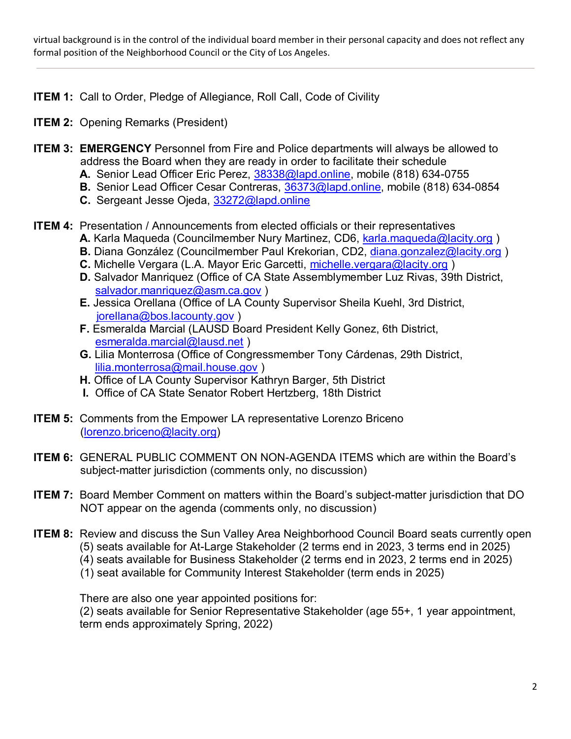virtual background is in the control of the individual board member in their personal capacity and does not reflect any formal position of the Neighborhood Council or the City of Los Angeles.

---

**ITEM 1:** Call to Order, Pledge of Allegiance, Roll Call, Code of Civility

**ITEM 2:** Opening Remarks (President)

**ITEM 3:** **EMERGENCY** Personnel from Fire and Police departments will always be allowed to address the Board when they are ready in order to facilitate their schedule

- **A.** Senior Lead Officer Eric Perez, 38338@lapd.online, mobile (818) 634-0755
- **B.** Senior Lead Officer Cesar Contreras, 36373@lapd.online, mobile (818) 634-0854
- **C.** Sergeant Jesse Ojeda, 33272@lapd.online

**ITEM 4:** Presentation / Announcements from elected officials or their representatives

- **A.** Karla Maqueda (Councilmember Nury Martinez, CD6, karla.maqueda@lacity.org )
- **B.** Diana González (Councilmember Paul Krekorian, CD2, diana.gonzalez@lacity.org )
- **C.** Michelle Vergara (L.A. Mayor Eric Garcetti, michelle.vergara@lacity.org )
- **D.** Salvador Manriquez (Office of CA State Assemblymember Luz Rivas, 39th District, salvador.manriquez@asm.ca.gov )
- **E.** Jessica Orellana (Office of LA County Supervisor Sheila Kuehl, 3rd District, jorellana@bos.lacounty.gov )
- **F.** Esmeralda Marcial (LAUSD Board President Kelly Gonez, 6th District, esmeralda.marcial@lausd.net )
- **G.** Lilia Monterrosa (Office of Congressmember Tony Cárdenas, 29th District, lilia.monterrosa@mail.house.gov )
- **H.** Office of LA County Supervisor Kathryn Barger, 5th District
- **I.** Office of CA State Senator Robert Hertzberg, 18th District

**ITEM 5:** Comments from the Empower LA representative Lorenzo Briceno (lorenzo.briceno@lacity.org)

**ITEM 6:** GENERAL PUBLIC COMMENT ON NON-AGENDA ITEMS which are within the Board's subject-matter jurisdiction (comments only, no discussion)

**ITEM 7:** Board Member Comment on matters within the Board's subject-matter jurisdiction that DO NOT appear on the agenda (comments only, no discussion)

**ITEM 8:** Review and discuss the Sun Valley Area Neighborhood Council Board seats currently open

(5) seats available for At-Large Stakeholder (2 terms end in 2023, 3 terms end in 2025)
(4) seats available for Business Stakeholder (2 terms end in 2023, 2 terms end in 2025)
(1) seat available for Community Interest Stakeholder (term ends in 2025)

There are also one year appointed positions for:
(2) seats available for Senior Representative Stakeholder (age 55+, 1 year appointment, term ends approximately Spring, 2022)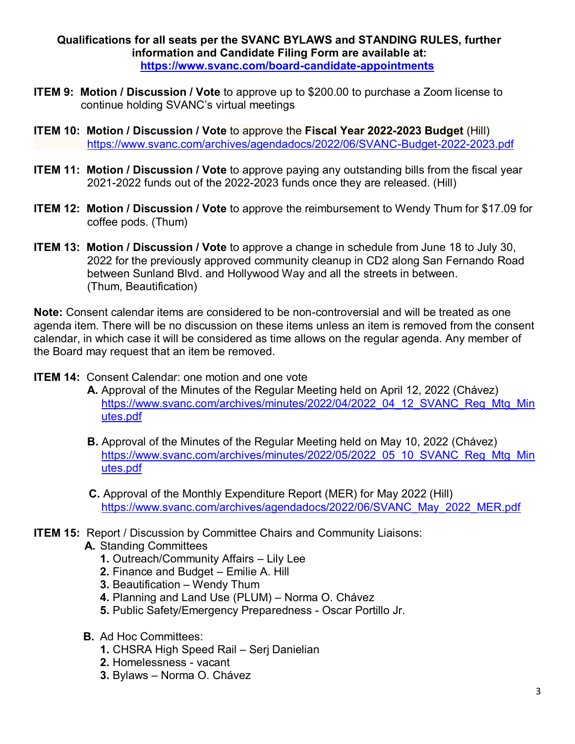**Qualifications for all seats per the SVANC BYLAWS and STANDING RULES, further information and Candidate Filing Form are available at:**
**https://www.svanc.com/board-candidate-appointments**

**ITEM 9: Motion / Discussion / Vote** to approve up to $200.00 to purchase a Zoom license to continue holding SVANC's virtual meetings

**ITEM 10: Motion / Discussion / Vote** to approve the **Fiscal Year 2022-2023 Budget** (Hill)
https://www.svanc.com/archives/agendadocs/2022/06/SVANC-Budget-2022-2023.pdf

**ITEM 11: Motion / Discussion / Vote** to approve paying any outstanding bills from the fiscal year 2021-2022 funds out of the 2022-2023 funds once they are released. (Hill)

**ITEM 12: Motion / Discussion / Vote** to approve the reimbursement to Wendy Thum for $17.09 for coffee pods. (Thum)

**ITEM 13: Motion / Discussion / Vote** to approve a change in schedule from June 18 to July 30, 2022 for the previously approved community cleanup in CD2 along San Fernando Road between Sunland Blvd. and Hollywood Way and all the streets in between. (Thum, Beautification)

**Note:** Consent calendar items are considered to be non-controversial and will be treated as one agenda item. There will be no discussion on these items unless an item is removed from the consent calendar, in which case it will be considered as time allows on the regular agenda. Any member of the Board may request that an item be removed.

**ITEM 14:** Consent Calendar: one motion and one vote

**A.** Approval of the Minutes of the Regular Meeting held on April 12, 2022 (Chávez)
https://www.svanc.com/archives/minutes/2022/04/2022_04_12_SVANC_Reg_Mtg_Minutes.pdf

**B.** Approval of the Minutes of the Regular Meeting held on May 10, 2022 (Chávez)
https://www.svanc.com/archives/minutes/2022/05/2022_05_10_SVANC_Reg_Mtg_Minutes.pdf

**C.** Approval of the Monthly Expenditure Report (MER) for May 2022 (Hill)
https://www.svanc.com/archives/agendadocs/2022/06/SVANC_May_2022_MER.pdf

**ITEM 15:** Report / Discussion by Committee Chairs and Community Liaisons:

**A.** Standing Committees
1. Outreach/Community Affairs – Lily Lee
2. Finance and Budget – Emilie A. Hill
3. Beautification – Wendy Thum
4. Planning and Land Use (PLUM) – Norma O. Chávez
5. Public Safety/Emergency Preparedness - Oscar Portillo Jr.

**B.** Ad Hoc Committees:
1. CHSRA High Speed Rail – Serj Danielian
2. Homelessness - vacant
3. Bylaws – Norma O. Chávez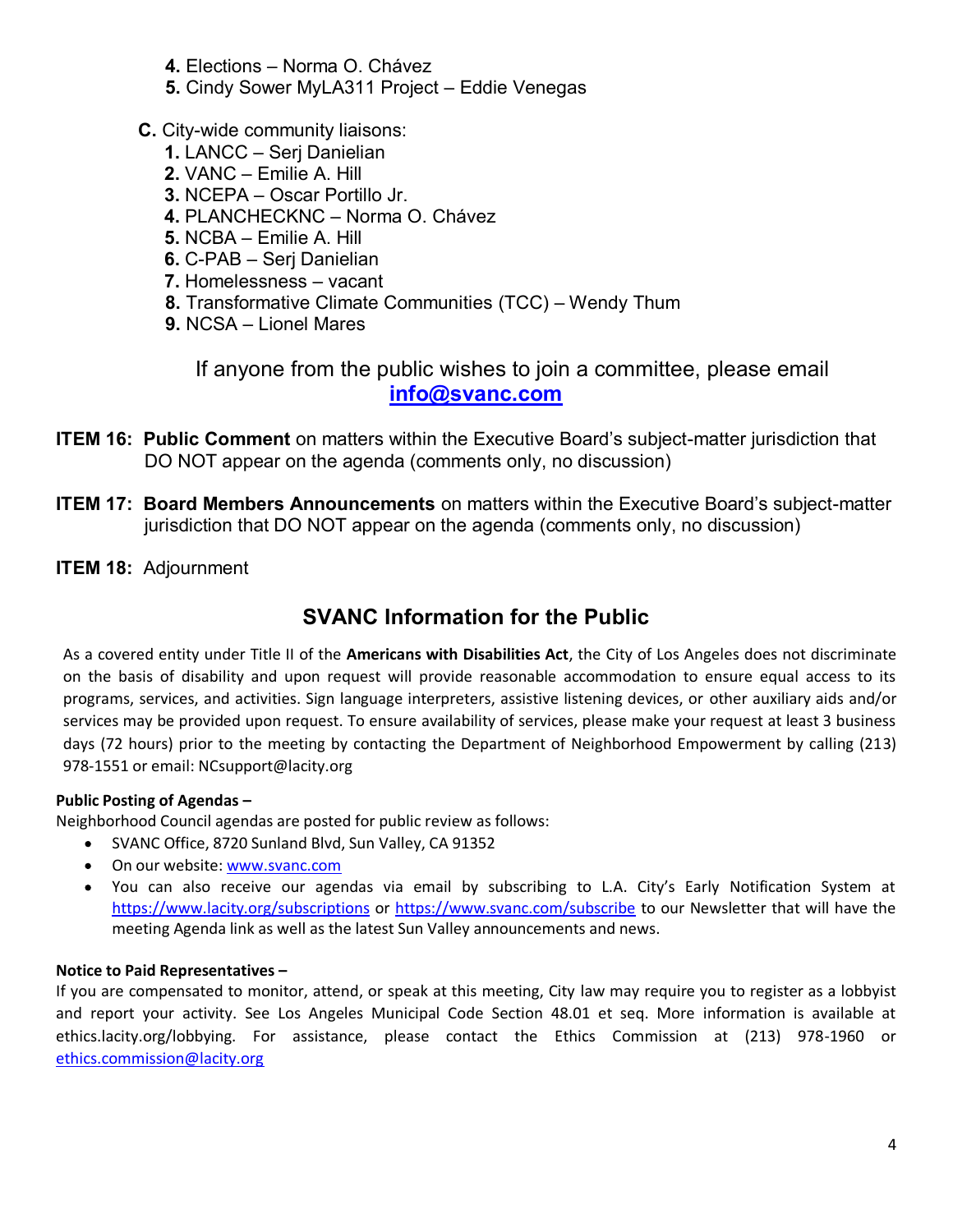4. **Elections** – Norma O. Chávez
5. **Cindy Sower MyLA311 Project** – Eddie Venegas

**C.** City-wide community liaisons:

1. LANCC – Serj Danielian
2. VANC – Emilie A. Hill
3. NCEPA – Oscar Portillo Jr.
4. PLANCHECKNC – Norma O. Chávez
5. NCBA – Emilie A. Hill
6. C-PAB – Serj Danielian
7. Homelessness – vacant
8. Transformative Climate Communities (TCC) – Wendy Thum
9. NCSA – Lionel Mares

If anyone from the public wishes to join a committee, please email **info@svanc.com**

**ITEM 16: Public Comment** on matters within the Executive Board's subject-matter jurisdiction that DO NOT appear on the agenda (comments only, no discussion)

**ITEM 17: Board Members Announcements** on matters within the Executive Board's subject-matter jurisdiction that DO NOT appear on the agenda (comments only, no discussion)

**ITEM 18:** Adjournment

## SVANC Information for the Public

As a covered entity under Title II of the **Americans with Disabilities Act**, the City of Los Angeles does not discriminate on the basis of disability and upon request will provide reasonable accommodation to ensure equal access to its programs, services, and activities. Sign language interpreters, assistive listening devices, or other auxiliary aids and/or services may be provided upon request. To ensure availability of services, please make your request at least 3 business days (72 hours) prior to the meeting by contacting the Department of Neighborhood Empowerment by calling (213) 978-1551 or email: NCsupport@lacity.org

**Public Posting of Agendas –**

Neighborhood Council agendas are posted for public review as follows:

- SVANC Office, 8720 Sunland Blvd, Sun Valley, CA 91352
- On our website: www.svanc.com
- You can also receive our agendas via email by subscribing to L.A. City's Early Notification System at https://www.lacity.org/subscriptions or https://www.svanc.com/subscribe to our Newsletter that will have the meeting Agenda link as well as the latest Sun Valley announcements and news.

**Notice to Paid Representatives –**

If you are compensated to monitor, attend, or speak at this meeting, City law may require you to register as a lobbyist and report your activity. See Los Angeles Municipal Code Section 48.01 et seq. More information is available at ethics.lacity.org/lobbying. For assistance, please contact the Ethics Commission at (213) 978-1960 or ethics.commission@lacity.org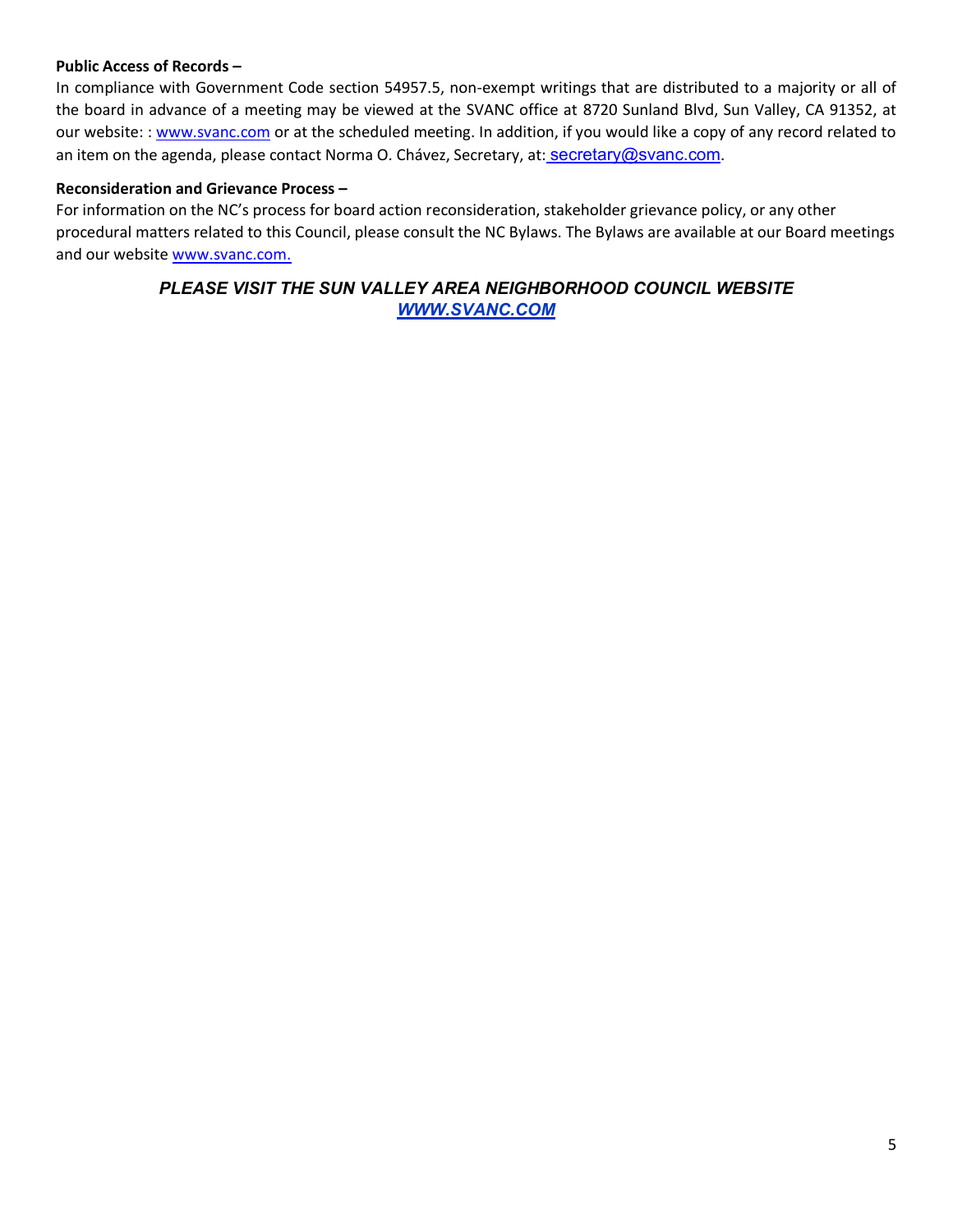**Public Access of Records –**

In compliance with Government Code section 54957.5, non-exempt writings that are distributed to a majority or all of the board in advance of a meeting may be viewed at the SVANC office at 8720 Sunland Blvd, Sun Valley, CA 91352, at our website: : www.svanc.com or at the scheduled meeting. In addition, if you would like a copy of any record related to an item on the agenda, please contact Norma O. Chávez, Secretary, at: secretary@svanc.com.

**Reconsideration and Grievance Process –**

For information on the NC's process for board action reconsideration, stakeholder grievance policy, or any other procedural matters related to this Council, please consult the NC Bylaws. The Bylaws are available at our Board meetings and our website www.svanc.com.

***PLEASE VISIT THE SUN VALLEY AREA NEIGHBORHOOD COUNCIL WEBSITE***
***WWW.SVANC.COM***